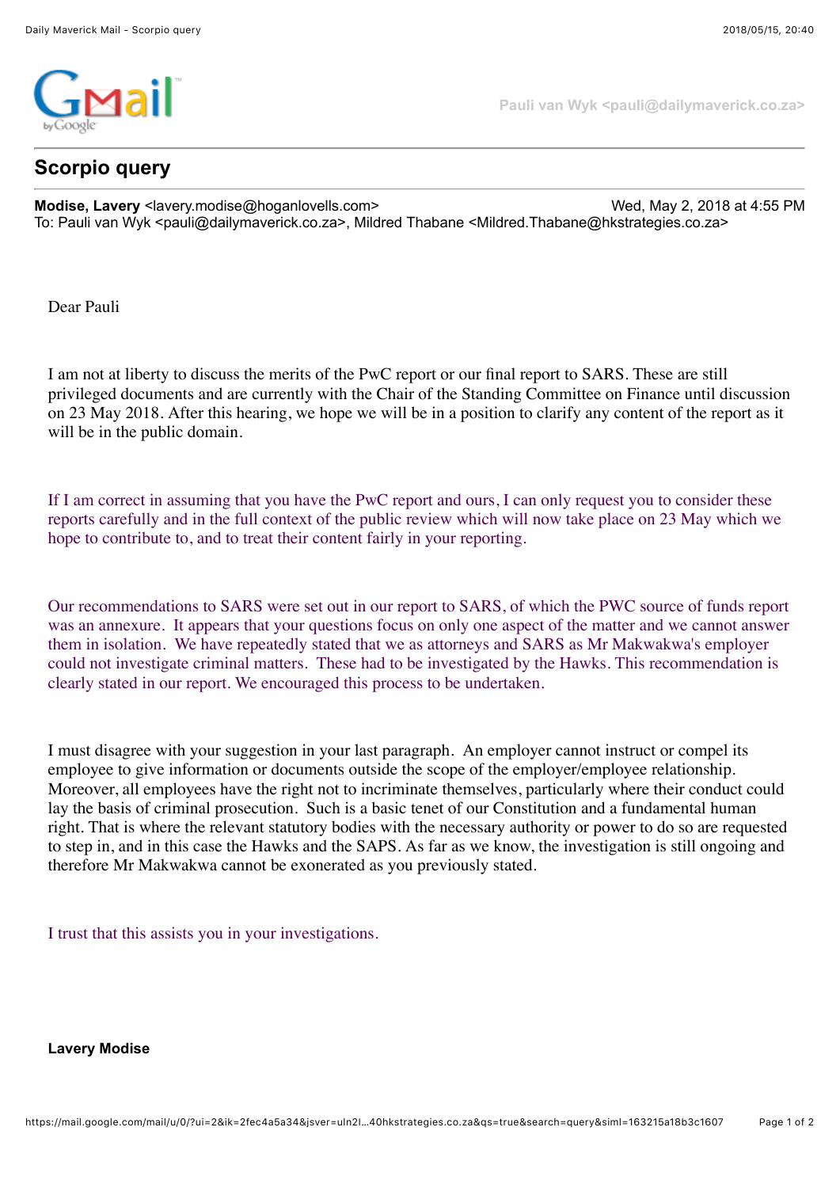Pauli van Wyk <pauli@dailymaverick.co.za>

# Scorpio query

**Modise, Lavery** <lavery.modise@hoganlovells.com> Wed, May 2, 2018 at 4:55 PM
To: Pauli van Wyk <pauli@dailymaverick.co.za>, Mildred Thabane <Mildred.Thabane@hkstrategies.co.za>

Dear Pauli

I am not at liberty to discuss the merits of the PwC report or our final report to SARS. These are still privileged documents and are currently with the Chair of the Standing Committee on Finance until discussion on 23 May 2018. After this hearing, we hope we will be in a position to clarify any content of the report as it will be in the public domain.

If I am correct in assuming that you have the PwC report and ours, I can only request you to consider these reports carefully and in the full context of the public review which will now take place on 23 May which we hope to contribute to, and to treat their content fairly in your reporting.

Our recommendations to SARS were set out in our report to SARS, of which the PWC source of funds report was an annexure. It appears that your questions focus on only one aspect of the matter and we cannot answer them in isolation. We have repeatedly stated that we as attorneys and SARS as Mr Makwakwa's employer could not investigate criminal matters. These had to be investigated by the Hawks. This recommendation is clearly stated in our report. We encouraged this process to be undertaken.

I must disagree with your suggestion in your last paragraph. An employer cannot instruct or compel its employee to give information or documents outside the scope of the employer/employee relationship. Moreover, all employees have the right not to incriminate themselves, particularly where their conduct could lay the basis of criminal prosecution. Such is a basic tenet of our Constitution and a fundamental human right. That is where the relevant statutory bodies with the necessary authority or power to do so are requested to step in, and in this case the Hawks and the SAPS. As far as we know, the investigation is still ongoing and therefore Mr Makwakwa cannot be exonerated as you previously stated.

I trust that this assists you in your investigations.

**Lavery Modise**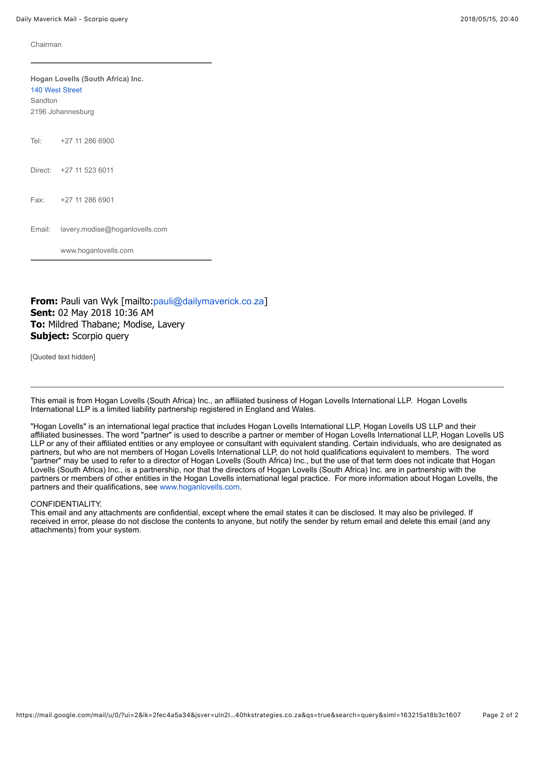Chairman

---

**Hogan Lovells (South Africa) Inc.**
140 West Street
Sandton
2196 Johannesburg

Tel: +27 11 286 6900

Direct: +27 11 523 6011

Fax: +27 11 286 6901

Email: lavery.modise@hoganlovells.com

www.hoganlovells.com

---

**From:** Pauli van Wyk [mailto:pauli@dailymaverick.co.za]
**Sent:** 02 May 2018 10:36 AM
**To:** Mildred Thabane; Modise, Lavery
**Subject:** Scorpio query

[Quoted text hidden]

---

This email is from Hogan Lovells (South Africa) Inc., an affiliated business of Hogan Lovells International LLP. Hogan Lovells International LLP is a limited liability partnership registered in England and Wales.

"Hogan Lovells" is an international legal practice that includes Hogan Lovells International LLP, Hogan Lovells US LLP and their affiliated businesses. The word "partner" is used to describe a partner or member of Hogan Lovells International LLP, Hogan Lovells US LLP or any of their affiliated entities or any employee or consultant with equivalent standing. Certain individuals, who are designated as partners, but who are not members of Hogan Lovells International LLP, do not hold qualifications equivalent to members. The word "partner" may be used to refer to a director of Hogan Lovells (South Africa) Inc., but the use of that term does not indicate that Hogan Lovells (South Africa) Inc., is a partnership, nor that the directors of Hogan Lovells (South Africa) Inc. are in partnership with the partners or members of other entities in the Hogan Lovells international legal practice. For more information about Hogan Lovells, the partners and their qualifications, see www.hoganlovells.com.

CONFIDENTIALITY.
This email and any attachments are confidential, except where the email states it can be disclosed. It may also be privileged. If received in error, please do not disclose the contents to anyone, but notify the sender by return email and delete this email (and any attachments) from your system.